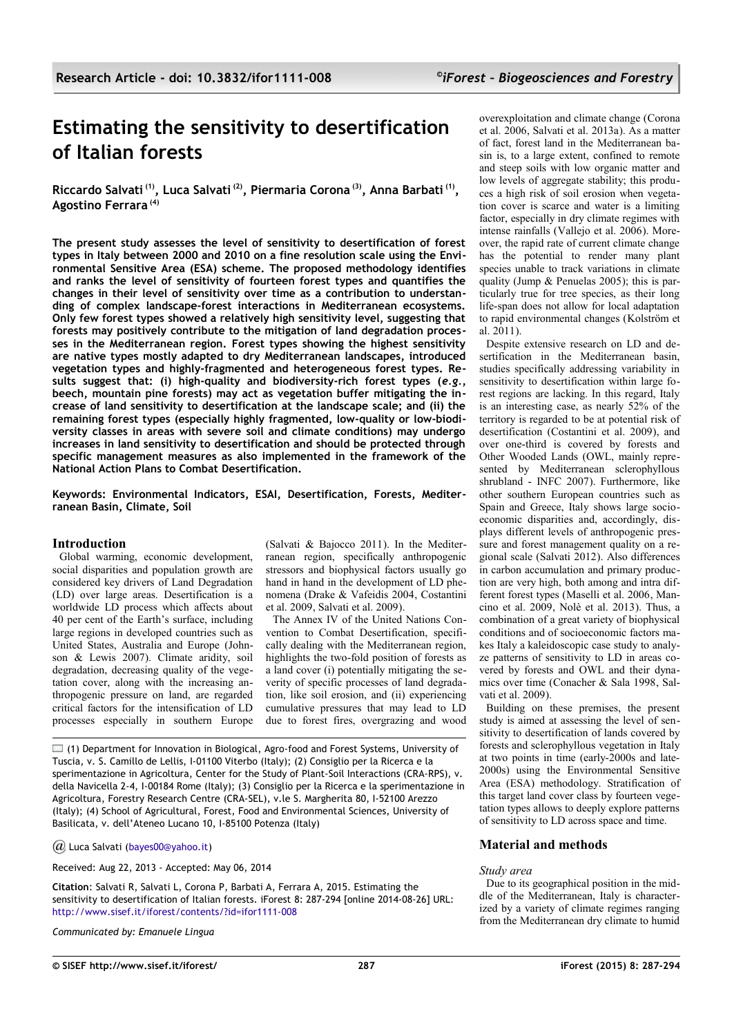# Estimating the sensitivity to desertification of Italian forests

**Riccardo Salvati [1], Luca Salvati [2], Piermaria Corona [3], Anna Barbati [1], Agostino Ferrara [4]**

**The present study assesses the level of sensitivity to desertification of forest types in Italy between 2000 and 2010 on a fine resolution scale using the Environmental Sensitive Area (ESA) scheme. The proposed methodology identifies and ranks the level of sensitivity of fourteen forest types and quantifies the changes in their level of sensitivity over time as a contribution to understanding of complex landscape-forest interactions in Mediterranean ecosystems. Only few forest types showed a relatively high sensitivity level, suggesting that forests may positively contribute to the mitigation of land degradation processes in the Mediterranean region. Forest types showing the highest sensitivity are native types mostly adapted to dry Mediterranean landscapes, introduced vegetation types and highly-fragmented and heterogeneous forest types. Results suggest that: (i) high-quality and biodiversity-rich forest types (*e.g.*, beech, mountain pine forests) may act as vegetation buffer mitigating the increase of land sensitivity to desertification at the landscape scale; and (ii) the remaining forest types (especially highly fragmented, low-quality or low-biodiversity classes in areas with severe soil and climate conditions) may undergo increases in land sensitivity to desertification and should be protected through specific management measures as also implemented in the framework of the National Action Plans to Combat Desertification.**

**Keywords: Environmental Indicators, ESAI, Desertification, Forests, Mediterranean Basin, Climate, Soil**

## Introduction

Global warming, economic development, social disparities and population growth are considered key drivers of Land Degradation (LD) over large areas. Desertification is a worldwide LD process which affects about 40 per cent of the Earth's surface, including large regions in developed countries such as United States, Australia and Europe (Johnson & Lewis 2007). Climate aridity, soil degradation, decreasing quality of the vegetation cover, along with the increasing anthropogenic pressure on land, are regarded critical factors for the intensification of LD processes especially in southern Europe (Salvati & Bajocco 2011). In the Mediterranean region, specifically anthropogenic stressors and biophysical factors usually go hand in hand in the development of LD phenomena (Drake & Vafeidis 2004, Costantini et al. 2009, Salvati et al. 2009).

The Annex IV of the United Nations Convention to Combat Desertification, specifically dealing with the Mediterranean region, highlights the two-fold position of forests as a land cover (i) potentially mitigating the severity of specific processes of land degradation, like soil erosion, and (ii) experiencing cumulative pressures that may lead to LD due to forest fires, overgrazing and wood overexploitation and climate change (Corona et al. 2006, Salvati et al. 2013a). As a matter of fact, forest land in the Mediterranean basin is, to a large extent, confined to remote and steep soils with low organic matter and low levels of aggregate stability; this produces a high risk of soil erosion when vegetation cover is scarce and water is a limiting factor, especially in dry climate regimes with intense rainfalls (Vallejo et al. 2006). Moreover, the rapid rate of current climate change has the potential to render many plant species unable to track variations in climate quality (Jump & Penuelas 2005); this is particularly true for tree species, as their long life-span does not allow for local adaptation to rapid environmental changes (Kolström et al. 2011).

Despite extensive research on LD and desertification in the Mediterranean basin, studies specifically addressing variability in sensitivity to desertification within large forest regions are lacking. In this regard, Italy is an interesting case, as nearly 52% of the territory is regarded to be at potential risk of desertification (Costantini et al. 2009), and over one-third is covered by forests and Other Wooded Lands (OWL, mainly represented by Mediterranean sclerophyllous shrubland - INFC 2007). Furthermore, like other southern European countries such as Spain and Greece, Italy shows large socio-economic disparities and, accordingly, displays different levels of anthropogenic pressure and forest management quality on a regional scale (Salvati 2012). Also differences in carbon accumulation and primary production are very high, both among and intra different forest types (Maselli et al. 2006, Mancino et al. 2009, Nolè et al. 2013). Thus, a combination of a great variety of biophysical conditions and of socioeconomic factors makes Italy a kaleidoscopic case study to analyze patterns of sensitivity to LD in areas covered by forests and OWL and their dynamics over time (Conacher & Sala 1998, Salvati et al. 2009).

Building on these premises, the present study is aimed at assessing the level of sensitivity to desertification of lands covered by forests and sclerophyllous vegetation in Italy at two points in time (early-2000s and late-2000s) using the Environmental Sensitive Area (ESA) methodology. Stratification of this target land cover class by fourteen vegetation types allows to deeply explore patterns of sensitivity to LD across space and time.

## Material and methods

### Study area

Due to its geographical position in the middle of the Mediterranean, Italy is characterized by a variety of climate regimes ranging from the Mediterranean dry climate to humid

(1) Department for Innovation in Biological, Agro-food and Forest Systems, University of Tuscia, v. S. Camillo de Lellis, I-01100 Viterbo (Italy); (2) Consiglio per la Ricerca e la sperimentazione in Agricoltura, Center for the Study of Plant-Soil Interactions (CRA-RPS), v. della Navicella 2-4, I-00184 Rome (Italy); (3) Consiglio per la Ricerca e la sperimentazione in Agricoltura, Forestry Research Centre (CRA-SEL), v.le S. Margherita 80, I-52100 Arezzo (Italy); (4) School of Agricultural, Forest, Food and Environmental Sciences, University of Basilicata, v. dell'Ateneo Lucano 10, I-85100 Potenza (Italy)

@ Luca Salvati (bayes00@yahoo.it)

Received: Aug 22, 2013 - Accepted: May 06, 2014

**Citation**: Salvati R, Salvati L, Corona P, Barbati A, Ferrara A, 2015. Estimating the sensitivity to desertification of Italian forests. iForest 8: 287-294 [online 2014-08-26] URL: http://www.sisef.it/iforest/contents/?id=ifor1111-008

*Communicated by: Emanuele Lingua*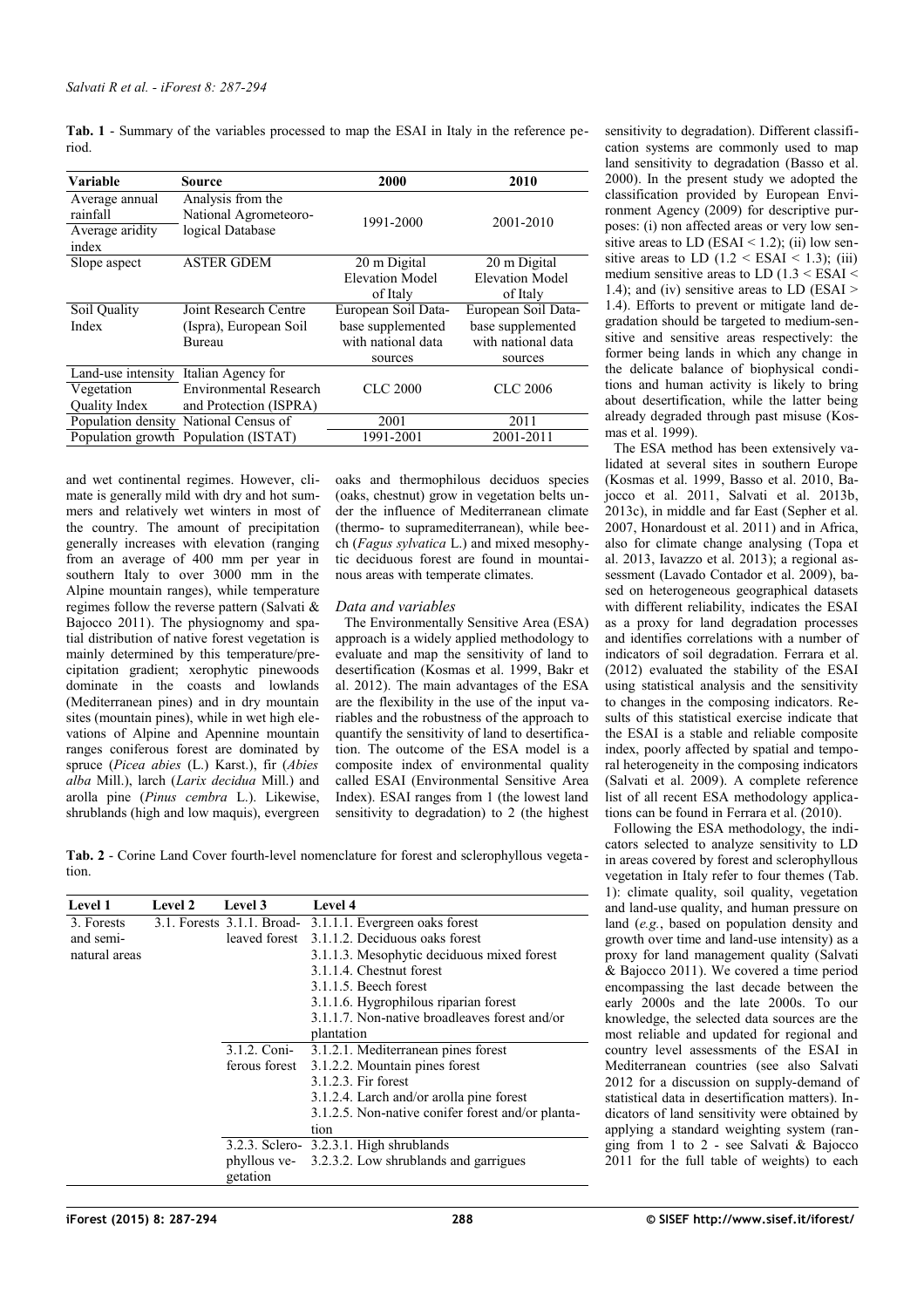**Tab. 1** - Summary of the variables processed to map the ESAI in Italy in the reference period.

| Variable | Source | 2000 | 2010 |
|---|---|---|---|
| Average annual rainfall | Analysis from the National Agrometeorological Database | 1991-2000 | 2001-2010 |
| Average aridity index | | | |
| Slope aspect | ASTER GDEM | 20 m Digital Elevation Model of Italy | 20 m Digital Elevation Model of Italy |
| Soil Quality Index | Joint Research Centre (Ispra), European Soil Bureau | European Soil Database supplemented with national data sources | European Soil Database supplemented with national data sources |
| Land-use intensity | Italian Agency for Environmental Research and Protection (ISPRA) | CLC 2000 | CLC 2006 |
| Vegetation Quality Index | | | |
| Population density | National Census of Population (ISTAT) | 2001 | 2011 |
| Population growth | | 1991-2001 | 2001-2011 |

and wet continental regimes. However, climate is generally mild with dry and hot summers and relatively wet winters in most of the country. The amount of precipitation generally increases with elevation (ranging from an average of 400 mm per year in southern Italy to over 3000 mm in the Alpine mountain ranges), while temperature regimes follow the reverse pattern (Salvati & Bajocco 2011). The physiognomy and spatial distribution of native forest vegetation is mainly determined by this temperature/precipitation gradient; xerophytic pinewoods dominate in the coasts and lowlands (Mediterranean pines) and in dry mountain sites (mountain pines), while in wet high elevations of Alpine and Apennine mountain ranges coniferous forest are dominated by spruce (*Picea abies* (L.) Karst.), fir (*Abies alba* Mill.), larch (*Larix decidua* Mill.) and arolla pine (*Pinus cembra* L.). Likewise, shrublands (high and low maquis), evergreen oaks and thermophilous deciduos species (oaks, chestnut) grow in vegetation belts under the influence of Mediterranean climate (thermo- to supramediterranean), while beech (*Fagus sylvatica* L.) and mixed mesophytic deciduous forest are found in mountainous areas with temperate climates.

### *Data and variables*

The Environmentally Sensitive Area (ESA) approach is a widely applied methodology to evaluate and map the sensitivity of land to desertification (Kosmas et al. 1999, Bakr et al. 2012). The main advantages of the ESA are the flexibility in the use of the input variables and the robustness of the approach to quantify the sensitivity of land to desertification. The outcome of the ESA model is a composite index of environmental quality called ESAI (Environmental Sensitive Area Index). ESAI ranges from 1 (the lowest land sensitivity to degradation) to 2 (the highest sensitivity to degradation). Different classification systems are commonly used to map land sensitivity to degradation (Basso et al. 2000). In the present study we adopted the classification provided by European Environment Agency (2009) for descriptive purposes: (i) non affected areas or very low sensitive areas to LD (ESAI < 1.2); (ii) low sensitive areas to LD (1.2 < ESAI < 1.3); (iii) medium sensitive areas to LD (1.3 < ESAI < 1.4); and (iv) sensitive areas to LD (ESAI > 1.4). Efforts to prevent or mitigate land degradation should be targeted to medium-sensitive and sensitive areas respectively: the former being lands in which any change in the delicate balance of biophysical conditions and human activity is likely to bring about desertification, while the latter being already degraded through past misuse (Kosmas et al. 1999).

The ESA method has been extensively validated at several sites in southern Europe (Kosmas et al. 1999, Basso et al. 2010, Bajocco et al. 2011, Salvati et al. 2013b, 2013c), in middle and far East (Sepher et al. 2007, Honardoust et al. 2011) and in Africa, also for climate change analysing (Topa et al. 2013, Iavazzo et al. 2013); a regional assessment (Lavado Contador et al. 2009), based on heterogeneous geographical datasets with different reliability, indicates the ESAI as a proxy for land degradation processes and identifies correlations with a number of indicators of soil degradation. Ferrara et al. (2012) evaluated the stability of the ESAI using statistical analysis and the sensitivity to changes in the composing indicators. Results of this statistical exercise indicate that the ESAI is a stable and reliable composite index, poorly affected by spatial and temporal heterogeneity in the composing indicators (Salvati et al. 2009). A complete reference list of all recent ESA methodology applications can be found in Ferrara et al. (2010).

Following the ESA methodology, the indicators selected to analyze sensitivity to LD in areas covered by forest and sclerophyllous vegetation in Italy refer to four themes (Tab. 1): climate quality, soil quality, vegetation and land-use quality, and human pressure on land (*e.g.*, based on population density and growth over time and land-use intensity) as a proxy for land management quality (Salvati & Bajocco 2011). We covered a time period encompassing the last decade between the early 2000s and the late 2000s. To our knowledge, the selected data sources are the most reliable and updated for regional and country level assessments of the ESAI in Mediterranean countries (see also Salvati 2012 for a discussion on supply-demand of statistical data in desertification matters). Indicators of land sensitivity were obtained by applying a standard weighting system (ranging from 1 to 2 - see Salvati & Bajocco 2011 for the full table of weights) to each

**Tab. 2** - Corine Land Cover fourth-level nomenclature for forest and sclerophyllous vegetation.

| Level 1 | Level 2 | Level 3 | Level 4 |
|---|---|---|---|
| 3. Forests and semi-natural areas | 3.1. Forests | 3.1.1. Broad-leaved forest | 3.1.1.1. Evergreen oaks forest |
| | | | 3.1.1.2. Deciduous oaks forest |
| | | | 3.1.1.3. Mesophytic deciduous mixed forest |
| | | | 3.1.1.4. Chestnut forest |
| | | | 3.1.1.5. Beech forest |
| | | | 3.1.1.6. Hygrophilous riparian forest |
| | | | 3.1.1.7. Non-native broadleaves forest and/or plantation |
| | | 3.1.2. Coniferous forest | 3.1.2.1. Mediterranean pines forest |
| | | | 3.1.2.2. Mountain pines forest |
| | | | 3.1.2.3. Fir forest |
| | | | 3.1.2.4. Larch and/or arolla pine forest |
| | | | 3.1.2.5. Non-native conifer forest and/or plantation |
| | | 3.2.3. Sclerophyllous vegetation | 3.2.3.1. High shrublands |
| | | | 3.2.3.2. Low shrublands and garrigues |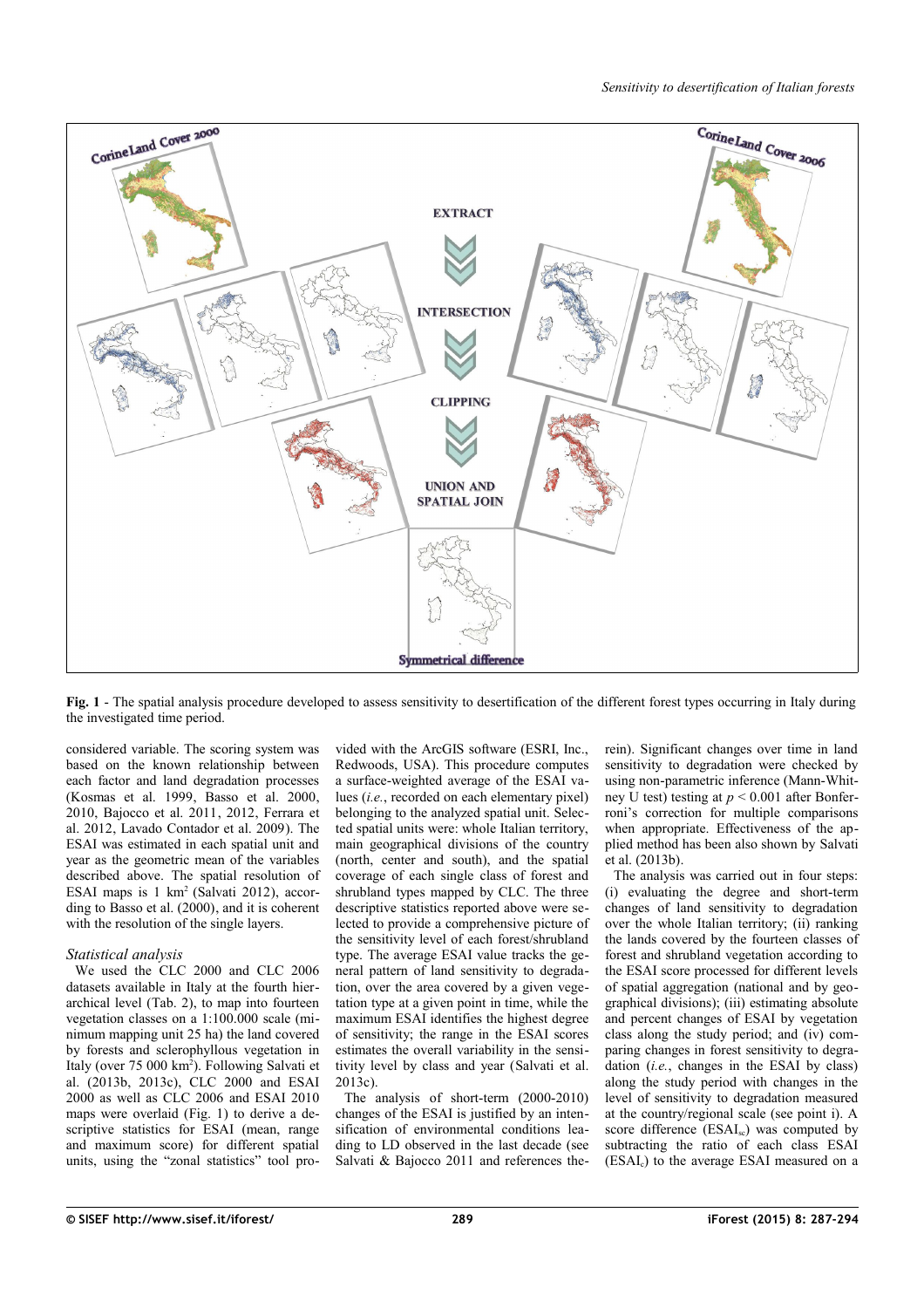**Fig. 1** - The spatial analysis procedure developed to assess sensitivity to desertification of the different forest types occurring in Italy during the investigated time period.

considered variable. The scoring system was based on the known relationship between each factor and land degradation processes (Kosmas et al. 1999, Basso et al. 2000, 2010, Bajocco et al. 2011, 2012, Ferrara et al. 2012, Lavado Contador et al. 2009). The ESAI was estimated in each spatial unit and year as the geometric mean of the variables described above. The spatial resolution of ESAI maps is 1 km$^2$ (Salvati 2012), according to Basso et al. (2000), and it is coherent with the resolution of the single layers.

### Statistical analysis

We used the CLC 2000 and CLC 2006 datasets available in Italy at the fourth hierarchical level (Tab. 2), to map into fourteen vegetation classes on a 1:100.000 scale (minimum mapping unit 25 ha) the land covered by forests and sclerophyllous vegetation in Italy (over 75 000 km$^2$). Following Salvati et al. (2013b, 2013c), CLC 2000 and ESAI 2000 as well as CLC 2006 and ESAI 2010 maps were overlaid (Fig. 1) to derive a descriptive statistics for ESAI (mean, range and maximum score) for different spatial units, using the "zonal statistics" tool provided with the ArcGIS software (ESRI, Inc., Redwoods, USA). This procedure computes a surface-weighted average of the ESAI values (*i.e.*, recorded on each elementary pixel) belonging to the analyzed spatial unit. Selected spatial units were: whole Italian territory, main geographical divisions of the country (north, center and south), and the spatial coverage of each single class of forest and shrubland types mapped by CLC. The three descriptive statistics reported above were selected to provide a comprehensive picture of the sensitivity level of each forest/shrubland type. The average ESAI value tracks the general pattern of land sensitivity to degradation, over the area covered by a given vegetation type at a given point in time, while the maximum ESAI identifies the highest degree of sensitivity; the range in the ESAI scores estimates the overall variability in the sensitivity level by class and year (Salvati et al. 2013c).

The analysis of short-term (2000-2010) changes of the ESAI is justified by an intensification of environmental conditions leading to LD observed in the last decade (see Salvati & Bajocco 2011 and references therein). Significant changes over time in land sensitivity to degradation were checked by using non-parametric inference (Mann-Whitney U test) testing at $p < 0.001$ after Bonferroni's correction for multiple comparisons when appropriate. Effectiveness of the applied method has been also shown by Salvati et al. (2013b).

The analysis was carried out in four steps: (i) evaluating the degree and short-term changes of land sensitivity to degradation over the whole Italian territory; (ii) ranking the lands covered by the fourteen classes of forest and shrubland vegetation according to the ESAI score processed for different levels of spatial aggregation (national and by geographical divisions); (iii) estimating absolute and percent changes of ESAI by vegetation class along the study period; and (iv) comparing changes in forest sensitivity to degradation (*i.e.*, changes in the ESAI by class) along the study period with changes in the level of sensitivity to degradation measured at the country/regional scale (see point i). A score difference ($ESAI_{sc}$) was computed by subtracting the ratio of each class ESAI ($ESAI_c$) to the average ESAI measured on a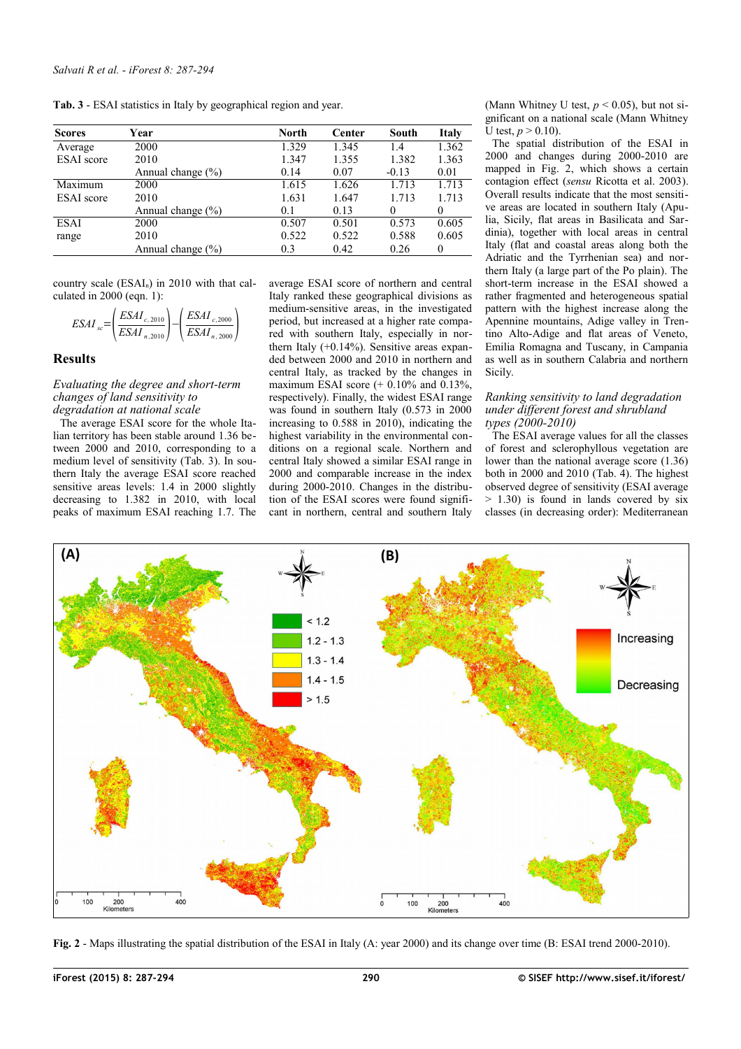**Tab. 3** - ESAI statistics in Italy by geographical region and year.

| Scores | Year | North | Center | South | Italy |
|---|---|---|---|---|---|
| Average ESAI score | 2000 | 1.329 | 1.345 | 1.4 | 1.362 |
| | 2010 | 1.347 | 1.355 | 1.382 | 1.363 |
| | Annual change (%) | 0.14 | 0.07 | -0.13 | 0.01 |
| Maximum ESAI score | 2000 | 1.615 | 1.626 | 1.713 | 1.713 |
| | 2010 | 1.631 | 1.647 | 1.713 | 1.713 |
| | Annual change (%) | 0.1 | 0.13 | 0 | 0 |
| ESAI range | 2000 | 0.507 | 0.501 | 0.573 | 0.605 |
| | 2010 | 0.522 | 0.522 | 0.588 | 0.605 |
| | Annual change (%) | 0.3 | 0.42 | 0.26 | 0 |

country scale ($ESAI_n$) in 2010 with that calculated in 2000 (eqn. 1):

$$ESAI_{sc} = \left(\frac{ESAI_{c,2010}}{ESAI_{n,2010}}\right) - \left(\frac{ESAI_{c,2000}}{ESAI_{n,2000}}\right)$$

## Results

### *Evaluating the degree and short-term changes of land sensitivity to degradation at national scale*

The average ESAI score for the whole Italian territory has been stable around 1.36 between 2000 and 2010, corresponding to a medium level of sensitivity (Tab. 3). In southern Italy the average ESAI score reached sensitive areas levels: 1.4 in 2000 slightly decreasing to 1.382 in 2010, with local peaks of maximum ESAI reaching 1.7. The average ESAI score of northern and central Italy ranked these geographical divisions as medium-sensitive areas, in the investigated period, but increased at a higher rate compared with southern Italy, especially in northern Italy (+0.14%). Sensitive areas expanded between 2000 and 2010 in northern and central Italy, as tracked by the changes in maximum ESAI score (+ 0.10% and 0.13%, respectively). Finally, the widest ESAI range was found in southern Italy (0.573 in 2000 increasing to 0.588 in 2010), indicating the highest variability in the environmental conditions on a regional scale. Northern and central Italy showed a similar ESAI range in 2000 and comparable increase in the index during 2000-2010. Changes in the distribution of the ESAI scores were found significant in northern, central and southern Italy (Mann Whitney U test, $p < 0.05$), but not significant on a national scale (Mann Whitney U test, $p > 0.10$).

The spatial distribution of the ESAI in 2000 and changes during 2000-2010 are mapped in Fig. 2, which shows a certain contagion effect (*sensu* Ricotta et al. 2003). Overall results indicate that the most sensitive areas are located in southern Italy (Apulia, Sicily, flat areas in Basilicata and Sardinia), together with local areas in central Italy (flat and coastal areas along both the Adriatic and the Tyrrhenian sea) and northern Italy (a large part of the Po plain). The short-term increase in the ESAI showed a rather fragmented and heterogeneous spatial pattern with the highest increase along the Apennine mountains, Adige valley in Trentino Alto-Adige and flat areas of Veneto, Emilia Romagna and Tuscany, in Campania as well as in southern Calabria and northern Sicily.

### *Ranking sensitivity to land degradation under different forest and shrubland types (2000-2010)*

The ESAI average values for all the classes of forest and sclerophyllous vegetation are lower than the national average score (1.36) both in 2000 and 2010 (Tab. 4). The highest observed degree of sensitivity (ESAI average > 1.30) is found in lands covered by six classes (in decreasing order): Mediterranean

**Fig. 2** - Maps illustrating the spatial distribution of the ESAI in Italy (A: year 2000) and its change over time (B: ESAI trend 2000-2010).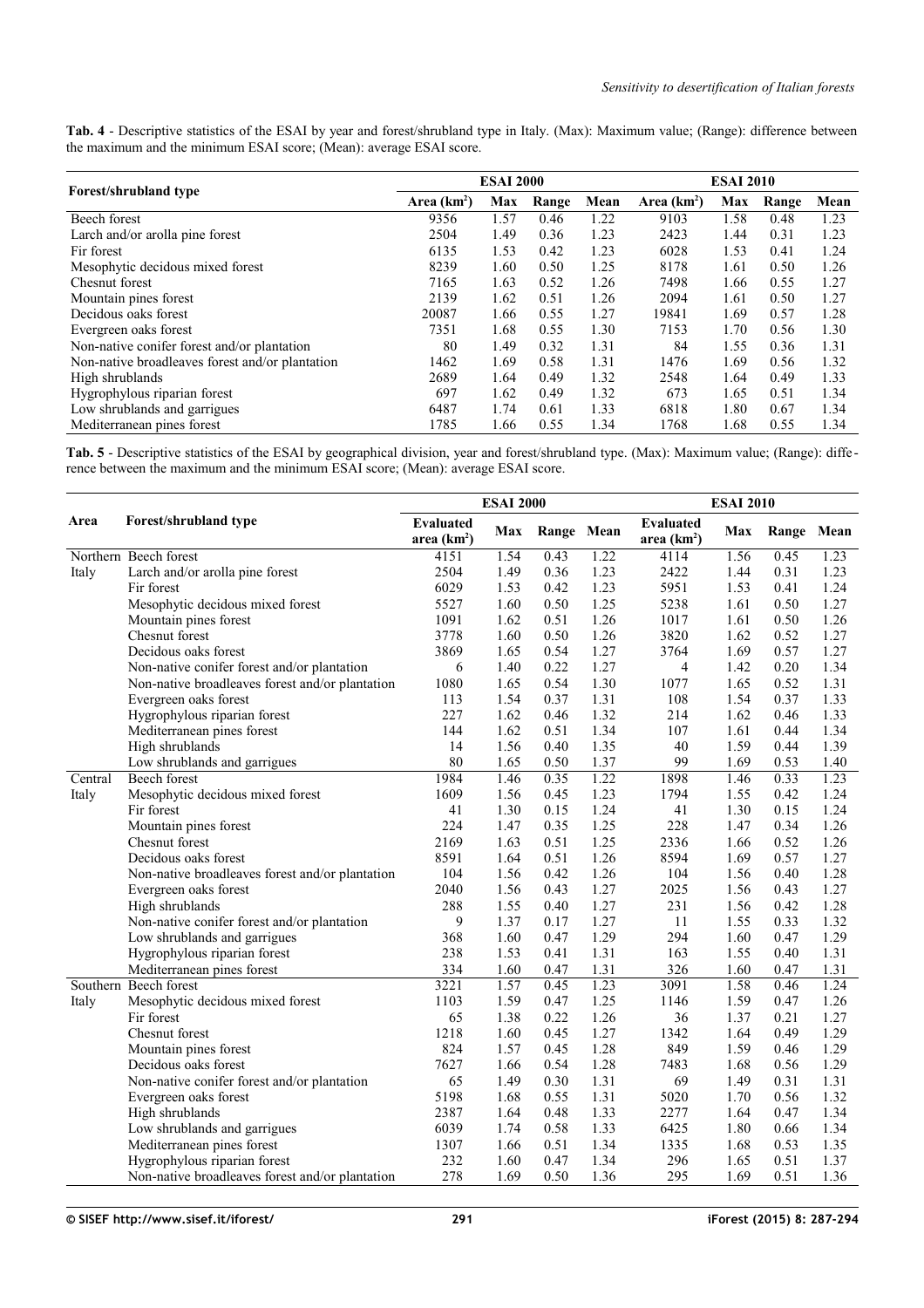**Tab. 4** - Descriptive statistics of the ESAI by year and forest/shrubland type in Italy. (Max): Maximum value; (Range): difference between the maximum and the minimum ESAI score; (Mean): average ESAI score.

| Forest/shrubland type | ESAI 2000 | | | | ESAI 2010 | | | |
|---|---|---|---|---|---|---|---|---|
| | Area (km$^2$) | Max | Range | Mean | Area (km$^2$) | Max | Range | Mean |
| Beech forest | 9356 | 1.57 | 0.46 | 1.22 | 9103 | 1.58 | 0.48 | 1.23 |
| Larch and/or arolla pine forest | 2504 | 1.49 | 0.36 | 1.23 | 2423 | 1.44 | 0.31 | 1.23 |
| Fir forest | 6135 | 1.53 | 0.42 | 1.23 | 6028 | 1.53 | 0.41 | 1.24 |
| Mesophytic decidous mixed forest | 8239 | 1.60 | 0.50 | 1.25 | 8178 | 1.61 | 0.50 | 1.26 |
| Chesnut forest | 7165 | 1.63 | 0.52 | 1.26 | 7498 | 1.66 | 0.55 | 1.27 |
| Mountain pines forest | 2139 | 1.62 | 0.51 | 1.26 | 2094 | 1.61 | 0.50 | 1.27 |
| Decidous oaks forest | 20087 | 1.66 | 0.55 | 1.27 | 19841 | 1.69 | 0.57 | 1.28 |
| Evergreen oaks forest | 7351 | 1.68 | 0.55 | 1.30 | 7153 | 1.70 | 0.56 | 1.30 |
| Non-native conifer forest and/or plantation | 80 | 1.49 | 0.32 | 1.31 | 84 | 1.55 | 0.36 | 1.31 |
| Non-native broadleaves forest and/or plantation | 1462 | 1.69 | 0.58 | 1.31 | 1476 | 1.69 | 0.56 | 1.32 |
| High shrublands | 2689 | 1.64 | 0.49 | 1.32 | 2548 | 1.64 | 0.49 | 1.33 |
| Hygrophylous riparian forest | 697 | 1.62 | 0.49 | 1.32 | 673 | 1.65 | 0.51 | 1.34 |
| Low shrublands and garrigues | 6487 | 1.74 | 0.61 | 1.33 | 6818 | 1.80 | 0.67 | 1.34 |
| Mediterranean pines forest | 1785 | 1.66 | 0.55 | 1.34 | 1768 | 1.68 | 0.55 | 1.34 |

**Tab. 5** - Descriptive statistics of the ESAI by geographical division, year and forest/shrubland type. (Max): Maximum value; (Range): difference between the maximum and the minimum ESAI score; (Mean): average ESAI score.

| Area | Forest/shrubland type | ESAI 2000 | | | | ESAI 2010 | | | |
|---|---|---|---|---|---|---|---|---|---|
| | | Evaluated area (km$^2$) | Max | Range | Mean | Evaluated area (km$^2$) | Max | Range | Mean |
| Northern Italy | Beech forest | 4151 | 1.54 | 0.43 | 1.22 | 4114 | 1.56 | 0.45 | 1.23 |
| | Larch and/or arolla pine forest | 2504 | 1.49 | 0.36 | 1.23 | 2422 | 1.44 | 0.31 | 1.23 |
| | Fir forest | 6029 | 1.53 | 0.42 | 1.23 | 5951 | 1.53 | 0.41 | 1.24 |
| | Mesophytic decidous mixed forest | 5527 | 1.60 | 0.50 | 1.25 | 5238 | 1.61 | 0.50 | 1.27 |
| | Mountain pines forest | 1091 | 1.62 | 0.51 | 1.26 | 1017 | 1.61 | 0.50 | 1.26 |
| | Chesnut forest | 3778 | 1.60 | 0.50 | 1.26 | 3820 | 1.62 | 0.52 | 1.27 |
| | Decidous oaks forest | 3869 | 1.65 | 0.54 | 1.27 | 3764 | 1.69 | 0.57 | 1.27 |
| | Non-native conifer forest and/or plantation | 6 | 1.40 | 0.22 | 1.27 | 4 | 1.42 | 0.20 | 1.34 |
| | Non-native broadleaves forest and/or plantation | 1080 | 1.65 | 0.54 | 1.30 | 1077 | 1.65 | 0.52 | 1.31 |
| | Evergreen oaks forest | 113 | 1.54 | 0.37 | 1.31 | 108 | 1.54 | 0.37 | 1.33 |
| | Hygrophylous riparian forest | 227 | 1.62 | 0.46 | 1.32 | 214 | 1.62 | 0.46 | 1.33 |
| | Mediterranean pines forest | 144 | 1.62 | 0.51 | 1.34 | 107 | 1.61 | 0.44 | 1.34 |
| | High shrublands | 14 | 1.56 | 0.40 | 1.35 | 40 | 1.59 | 0.44 | 1.39 |
| | Low shrublands and garrigues | 80 | 1.65 | 0.50 | 1.37 | 99 | 1.69 | 0.53 | 1.40 |
| Central Italy | Beech forest | 1984 | 1.46 | 0.35 | 1.22 | 1898 | 1.46 | 0.33 | 1.23 |
| | Mesophytic decidous mixed forest | 1609 | 1.56 | 0.45 | 1.23 | 1794 | 1.55 | 0.42 | 1.24 |
| | Fir forest | 41 | 1.30 | 0.15 | 1.24 | 41 | 1.30 | 0.15 | 1.24 |
| | Mountain pines forest | 224 | 1.47 | 0.35 | 1.25 | 228 | 1.47 | 0.34 | 1.26 |
| | Chesnut forest | 2169 | 1.63 | 0.51 | 1.25 | 2336 | 1.66 | 0.52 | 1.26 |
| | Decidous oaks forest | 8591 | 1.64 | 0.51 | 1.26 | 8594 | 1.69 | 0.57 | 1.27 |
| | Non-native broadleaves forest and/or plantation | 104 | 1.56 | 0.42 | 1.26 | 104 | 1.56 | 0.40 | 1.28 |
| | Evergreen oaks forest | 2040 | 1.56 | 0.43 | 1.27 | 2025 | 1.56 | 0.43 | 1.27 |
| | High shrublands | 288 | 1.55 | 0.40 | 1.27 | 231 | 1.56 | 0.42 | 1.28 |
| | Non-native conifer forest and/or plantation | 9 | 1.37 | 0.17 | 1.27 | 11 | 1.55 | 0.33 | 1.32 |
| | Low shrublands and garrigues | 368 | 1.60 | 0.47 | 1.29 | 294 | 1.60 | 0.47 | 1.29 |
| | Hygrophylous riparian forest | 238 | 1.53 | 0.41 | 1.31 | 163 | 1.55 | 0.40 | 1.31 |
| | Mediterranean pines forest | 334 | 1.60 | 0.47 | 1.31 | 326 | 1.60 | 0.47 | 1.31 |
| Southern Italy | Beech forest | 3221 | 1.57 | 0.45 | 1.23 | 3091 | 1.58 | 0.46 | 1.24 |
| | Mesophytic decidous mixed forest | 1103 | 1.59 | 0.47 | 1.25 | 1146 | 1.59 | 0.47 | 1.26 |
| | Fir forest | 65 | 1.38 | 0.22 | 1.26 | 36 | 1.37 | 0.21 | 1.27 |
| | Chesnut forest | 1218 | 1.60 | 0.45 | 1.27 | 1342 | 1.64 | 0.49 | 1.29 |
| | Mountain pines forest | 824 | 1.57 | 0.45 | 1.28 | 849 | 1.59 | 0.46 | 1.29 |
| | Decidous oaks forest | 7627 | 1.66 | 0.54 | 1.28 | 7483 | 1.68 | 0.56 | 1.29 |
| | Non-native conifer forest and/or plantation | 65 | 1.49 | 0.30 | 1.31 | 69 | 1.49 | 0.31 | 1.31 |
| | Evergreen oaks forest | 5198 | 1.68 | 0.55 | 1.31 | 5020 | 1.70 | 0.56 | 1.32 |
| | High shrublands | 2387 | 1.64 | 0.48 | 1.33 | 2277 | 1.64 | 0.47 | 1.34 |
| | Low shrublands and garrigues | 6039 | 1.74 | 0.58 | 1.33 | 6425 | 1.80 | 0.66 | 1.34 |
| | Mediterranean pines forest | 1307 | 1.66 | 0.51 | 1.34 | 1335 | 1.68 | 0.53 | 1.35 |
| | Hygrophylous riparian forest | 232 | 1.60 | 0.47 | 1.34 | 296 | 1.65 | 0.51 | 1.37 |
| | Non-native broadleaves forest and/or plantation | 278 | 1.69 | 0.50 | 1.36 | 295 | 1.69 | 0.51 | 1.36 |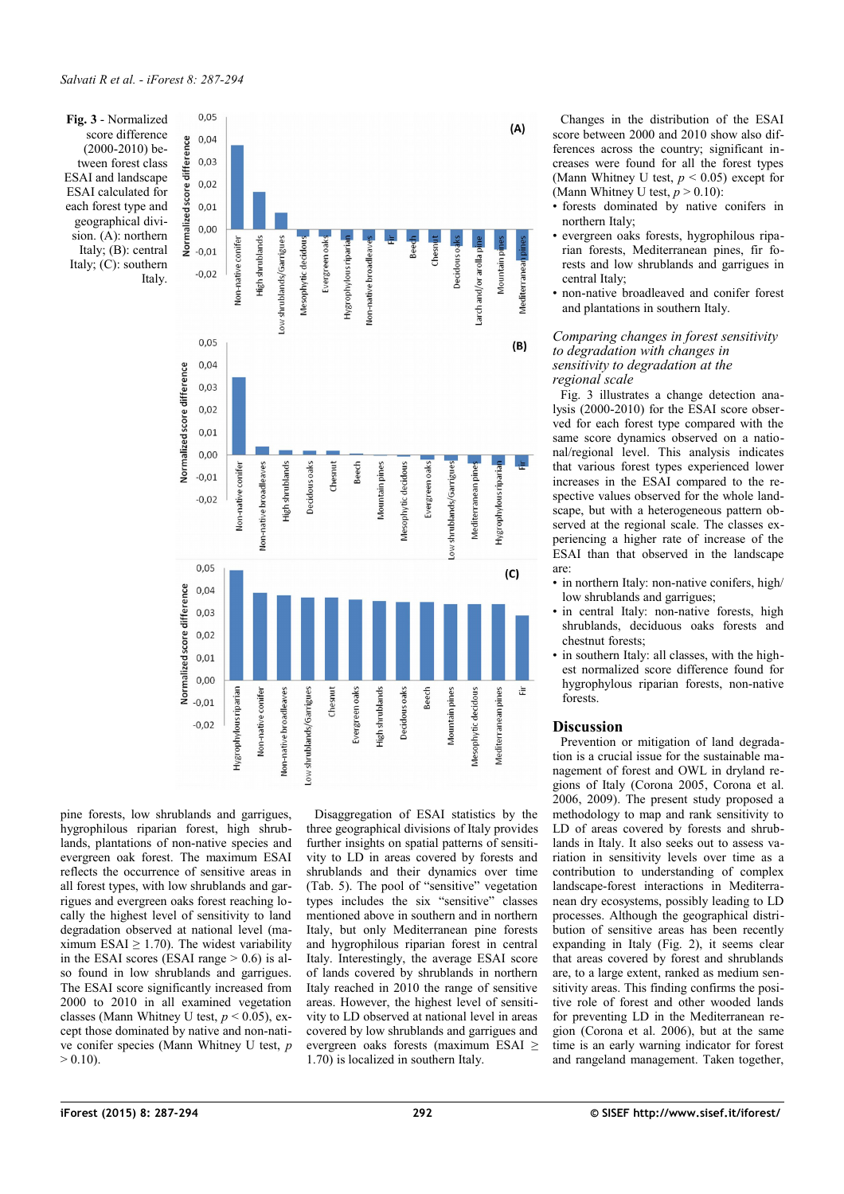Fig. 3 - Normalized score difference (2000-2010) between forest class ESAI and landscape ESAI calculated for each forest type and geographical division. (A): northern Italy; (B): central Italy; (C): southern Italy.

pine forests, low shrublands and garrigues, hygrophilous riparian forest, high shrublands, plantations of non-native species and evergreen oak forest. The maximum ESAI reflects the occurrence of sensitive areas in all forest types, with low shrublands and garrigues and evergreen oaks forest reaching locally the highest level of sensitivity to land degradation observed at national level (maximum ESAI ≥ 1.70). The widest variability in the ESAI scores (ESAI range > 0.6) is also found in low shrublands and garrigues. The ESAI score significantly increased from 2000 to 2010 in all examined vegetation classes (Mann Whitney U test, $p < 0.05$), except those dominated by native and non-native conifer species (Mann Whitney U test, $p > 0.10$).

Disaggregation of ESAI statistics by the three geographical divisions of Italy provides further insights on spatial patterns of sensitivity to LD in areas covered by forests and shrublands and their dynamics over time (Tab. 5). The pool of "sensitive" vegetation types includes the six "sensitive" classes mentioned above in southern and in northern Italy, but only Mediterranean pine forests and hygrophilous riparian forest in central Italy. Interestingly, the average ESAI score of lands covered by shrublands in northern Italy reached in 2010 the range of sensitive areas. However, the highest level of sensitivity to LD observed at national level in areas covered by low shrublands and garrigues and evergreen oaks forests (maximum ESAI ≥ 1.70) is localized in southern Italy.

Changes in the distribution of the ESAI score between 2000 and 2010 show also differences across the country; significant increases were found for all the forest types (Mann Whitney U test, $p < 0.05$) except for (Mann Whitney U test, $p > 0.10$):

- forests dominated by native conifers in northern Italy;
- evergreen oaks forests, hygrophilous riparian forests, Mediterranean pines, fir forests and low shrublands and garrigues in central Italy;
- non-native broadleaved and conifer forest and plantations in southern Italy.

### *Comparing changes in forest sensitivity to degradation with changes in sensitivity to degradation at the regional scale*

Fig. 3 illustrates a change detection analysis (2000-2010) for the ESAI score observed for each forest type compared with the same score dynamics observed on a national/regional level. This analysis indicates that various forest types experienced lower increases in the ESAI compared to the respective values observed for the whole landscape, but with a heterogeneous pattern observed at the regional scale. The classes experiencing a higher rate of increase of the ESAI than that observed in the landscape are:

- in northern Italy: non-native conifers, high/low shrublands and garrigues;
- in central Italy: non-native forests, high shrublands, deciduous oaks forests and chestnut forests;
- in southern Italy: all classes, with the highest normalized score difference found for hygrophylous riparian forests, non-native forests.

## Discussion

Prevention or mitigation of land degradation is a crucial issue for the sustainable management of forest and OWL in dryland regions of Italy (Corona 2005, Corona et al. 2006, 2009). The present study proposed a methodology to map and rank sensitivity to LD of areas covered by forests and shrublands in Italy. It also seeks out to assess variation in sensitivity levels over time as a contribution to understanding of complex landscape-forest interactions in Mediterranean dry ecosystems, possibly leading to LD processes. Although the geographical distribution of sensitive areas has been recently expanding in Italy (Fig. 2), it seems clear that areas covered by forest and shrublands are, to a large extent, ranked as medium sensitivity areas. This finding confirms the positive role of forest and other wooded lands for preventing LD in the Mediterranean region (Corona et al. 2006), but at the same time is an early warning indicator for forest and rangeland management. Taken together,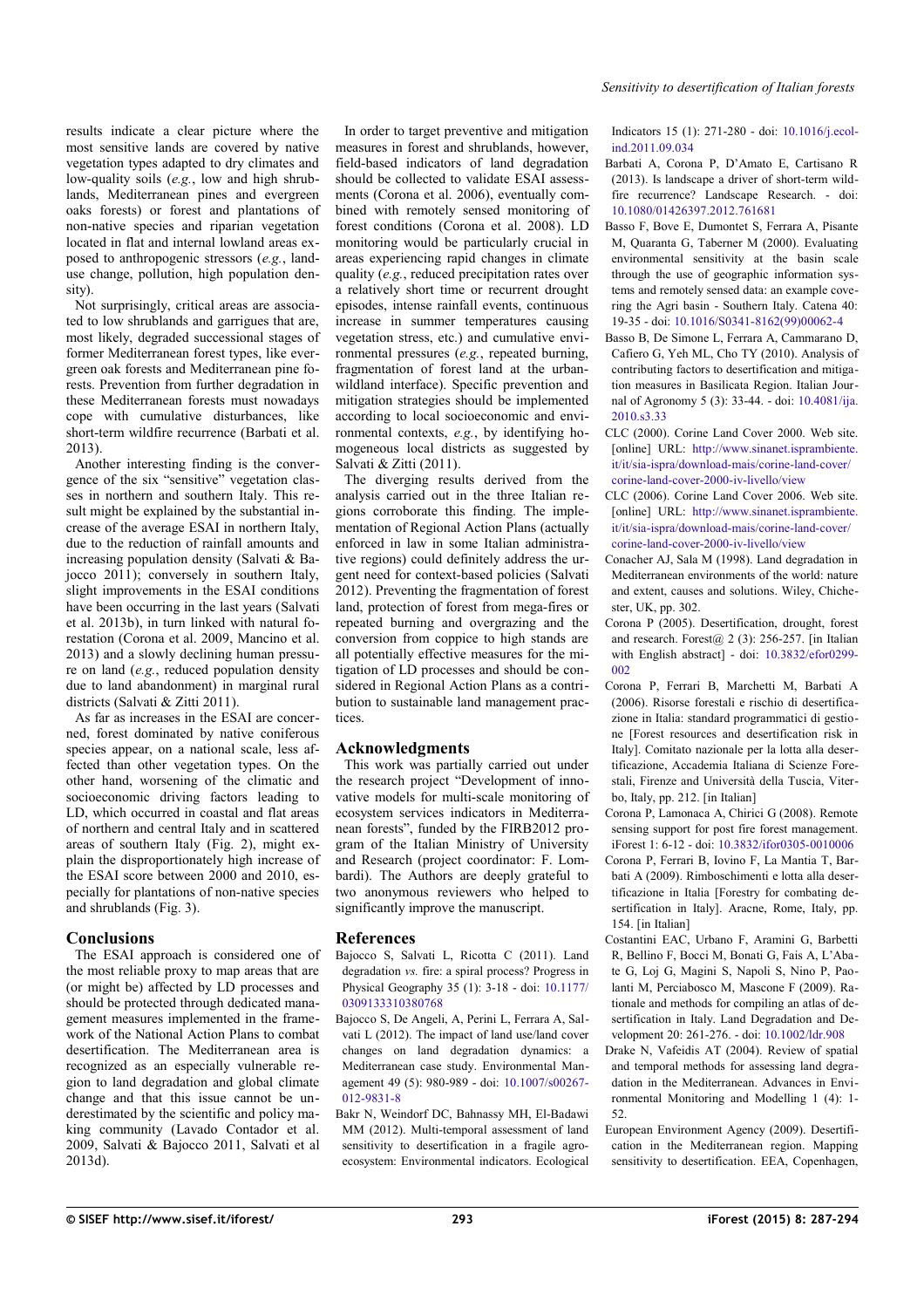results indicate a clear picture where the most sensitive lands are covered by native vegetation types adapted to dry climates and low-quality soils (*e.g.*, low and high shrublands, Mediterranean pines and evergreen oaks forests) or forest and plantations of non-native species and riparian vegetation located in flat and internal lowland areas exposed to anthropogenic stressors (*e.g.*, land-use change, pollution, high population density).

Not surprisingly, critical areas are associated to low shrublands and garrigues that are, most likely, degraded successional stages of former Mediterranean forest types, like evergreen oak forests and Mediterranean pine forests. Prevention from further degradation in these Mediterranean forests must nowadays cope with cumulative disturbances, like short-term wildfire recurrence (Barbati et al. 2013).

Another interesting finding is the convergence of the six "sensitive" vegetation classes in northern and southern Italy. This result might be explained by the substantial increase of the average ESAI in northern Italy, due to the reduction of rainfall amounts and increasing population density (Salvati & Bajocco 2011); conversely in southern Italy, slight improvements in the ESAI conditions have been occurring in the last years (Salvati et al. 2013b), in turn linked with natural forestation (Corona et al. 2009, Mancino et al. 2013) and a slowly declining human pressure on land (*e.g.*, reduced population density due to land abandonment) in marginal rural districts (Salvati & Zitti 2011).

As far as increases in the ESAI are concerned, forest dominated by native coniferous species appear, on a national scale, less affected than other vegetation types. On the other hand, worsening of the climatic and socioeconomic driving factors leading to LD, which occurred in coastal and flat areas of northern and central Italy and in scattered areas of southern Italy (Fig. 2), might explain the disproportionately high increase of the ESAI score between 2000 and 2010, especially for plantations of non-native species and shrublands (Fig. 3).

## Conclusions

The ESAI approach is considered one of the most reliable proxy to map areas that are (or might be) affected by LD processes and should be protected through dedicated management measures implemented in the framework of the National Action Plans to combat desertification. The Mediterranean area is recognized as an especially vulnerable region to land degradation and global climate change and that this issue cannot be underestimated by the scientific and policy making community (Lavado Contador et al. 2009, Salvati & Bajocco 2011, Salvati et al 2013d).

In order to target preventive and mitigation measures in forest and shrublands, however, field-based indicators of land degradation should be collected to validate ESAI assessments (Corona et al. 2006), eventually combined with remotely sensed monitoring of forest conditions (Corona et al. 2008). LD monitoring would be particularly crucial in areas experiencing rapid changes in climate quality (*e.g.*, reduced precipitation rates over a relatively short time or recurrent drought episodes, intense rainfall events, continuous increase in summer temperatures causing vegetation stress, etc.) and cumulative environmental pressures (*e.g.*, repeated burning, fragmentation of forest land at the urban-wildland interface). Specific prevention and mitigation strategies should be implemented according to local socioeconomic and environmental contexts, *e.g.*, by identifying homogeneous local districts as suggested by Salvati & Zitti (2011).

The diverging results derived from the analysis carried out in the three Italian regions corroborate this finding. The implementation of Regional Action Plans (actually enforced in law in some Italian administrative regions) could definitely address the urgent need for context-based policies (Salvati 2012). Preventing the fragmentation of forest land, protection of forest from mega-fires or repeated burning and overgrazing and the conversion from coppice to high stands are all potentially effective measures for the mitigation of LD processes and should be considered in Regional Action Plans as a contribution to sustainable land management practices.

## Acknowledgments

This work was partially carried out under the research project "Development of innovative models for multi-scale monitoring of ecosystem services indicators in Mediterranean forests", funded by the FIRB2012 program of the Italian Ministry of University and Research (project coordinator: F. Lombardi). The Authors are deeply grateful to two anonymous reviewers who helped to significantly improve the manuscript.

## References

Bajocco S, Salvati L, Ricotta C (2011). Land degradation *vs.* fire: a spiral process? Progress in Physical Geography 35 (1): 3-18 - doi: 10.1177/0309133310380768

Bajocco S, De Angeli, A, Perini L, Ferrara A, Salvati L (2012). The impact of land use/land cover changes on land degradation dynamics: a Mediterranean case study. Environmental Management 49 (5): 980-989 - doi: 10.1007/s00267-012-9831-8

Bakr N, Weindorf DC, Bahnassy MH, El-Badawi MM (2012). Multi-temporal assessment of land sensitivity to desertification in a fragile agro-ecosystem: Environmental indicators. Ecological Indicators 15 (1): 271-280 - doi: 10.1016/j.ecolind.2011.09.034

Barbati A, Corona P, D'Amato E, Cartisano R (2013). Is landscape a driver of short-term wildfire recurrence? Landscape Research. - doi: 10.1080/01426397.2012.761681

Basso F, Bove E, Dumontet S, Ferrara A, Pisante M, Quaranta G, Taberner M (2000). Evaluating environmental sensitivity at the basin scale through the use of geographic information systems and remotely sensed data: an example covering the Agri basin - Southern Italy. Catena 40: 19-35 - doi: 10.1016/S0341-8162(99)00062-4

Basso B, De Simone L, Ferrara A, Cammarano D, Cafiero G, Yeh ML, Cho TY (2010). Analysis of contributing factors to desertification and mitigation measures in Basilicata Region. Italian Journal of Agronomy 5 (3): 33-44. - doi: 10.4081/ija.2010.s3.33

CLC (2000). Corine Land Cover 2000. Web site. [online] URL: http://www.sinanet.isprambiente.it/it/sia-ispra/download-mais/corine-land-cover/corine-land-cover-2000-iv-livello/view

CLC (2006). Corine Land Cover 2006. Web site. [online] URL: http://www.sinanet.isprambiente.it/it/sia-ispra/download-mais/corine-land-cover/corine-land-cover-2000-iv-livello/view

Conacher AJ, Sala M (1998). Land degradation in Mediterranean environments of the world: nature and extent, causes and solutions. Wiley, Chichester, UK, pp. 302.

Corona P (2005). Desertification, drought, forest and research. Forest@ 2 (3): 256-257. [in Italian with English abstract] - doi: 10.3832/efor0299-002

Corona P, Ferrari B, Marchetti M, Barbati A (2006). Risorse forestali e rischio di desertificazione in Italia: standard programmatici di gestione [Forest resources and desertification risk in Italy]. Comitato nazionale per la lotta alla desertificazione, Accademia Italiana di Scienze Forestali, Firenze and Università della Tuscia, Viterbo, Italy, pp. 212. [in Italian]

Corona P, Lamonaca A, Chirici G (2008). Remote sensing support for post fire forest management. iForest 1: 6-12 - doi: 10.3832/ifor0305-0010006

Corona P, Ferrari B, Iovino F, La Mantia T, Barbati A (2009). Rimboschimenti e lotta alla desertificazione in Italia [Forestry for combating desertification in Italy]. Aracne, Rome, Italy, pp. 154. [in Italian]

Costantini EAC, Urbano F, Aramini G, Barbetti R, Bellino F, Bocci M, Bonati G, Fais A, L'Abate G, Loj G, Magini S, Napoli S, Nino P, Paolanti M, Perciabosco M, Mascone F (2009). Rationale and methods for compiling an atlas of desertification in Italy. Land Degradation and Development 20: 261-276. - doi: 10.1002/ldr.908

Drake N, Vafeidis AT (2004). Review of spatial and temporal methods for assessing land degradation in the Mediterranean. Advances in Environmental Monitoring and Modelling 1 (4): 1-52.

European Environment Agency (2009). Desertification in the Mediterranean region. Mapping sensitivity to desertification. EEA, Copenhagen,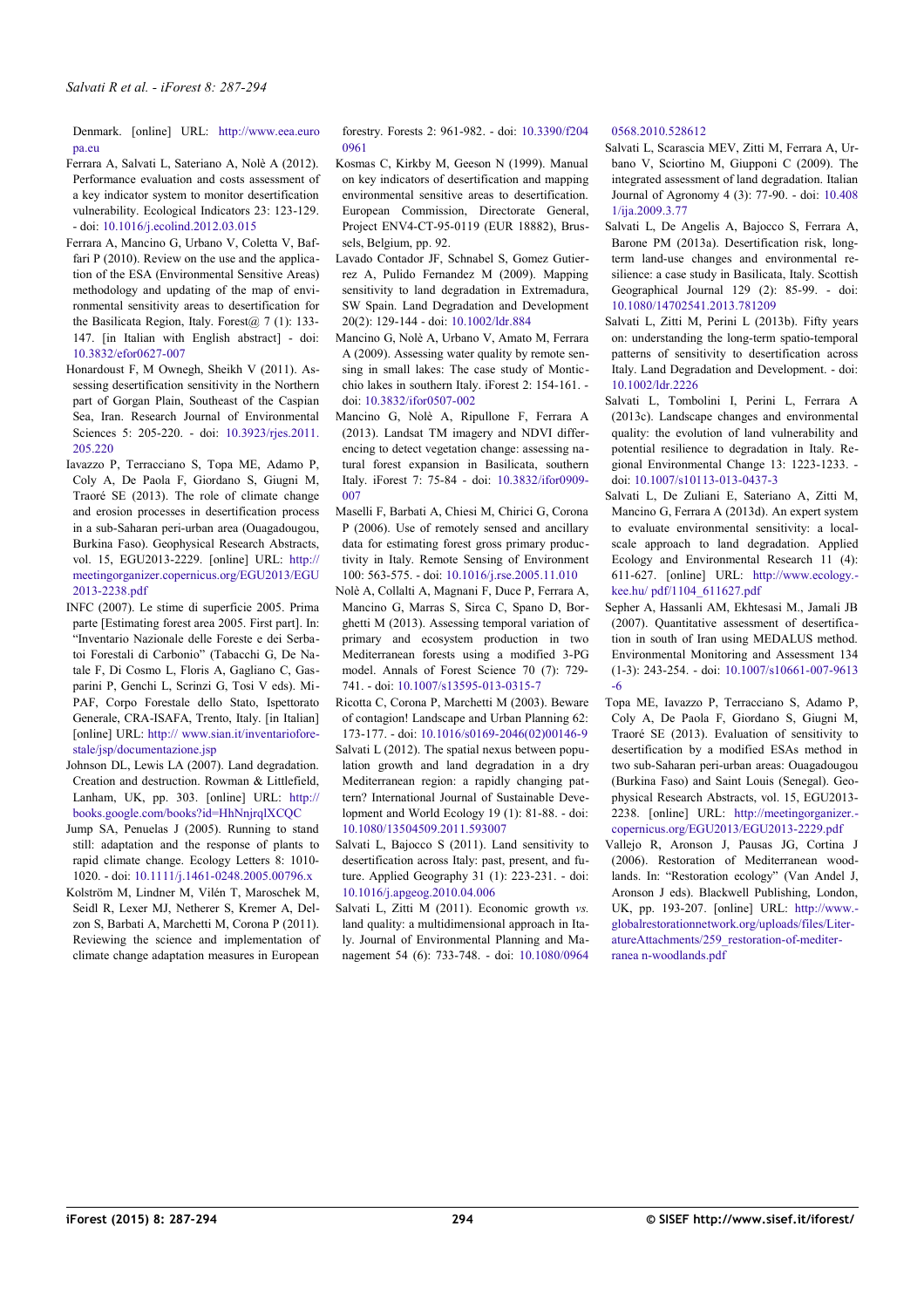Denmark. [online] URL: http://www.eea.europa.eu

Ferrara A, Salvati L, Sateriano A, Nolè A (2012). Performance evaluation and costs assessment of a key indicator system to monitor desertification vulnerability. Ecological Indicators 23: 123-129. - doi: 10.1016/j.ecolind.2012.03.015

Ferrara A, Mancino G, Urbano V, Coletta V, Baffari P (2010). Review on the use and the application of the ESA (Environmental Sensitive Areas) methodology and updating of the map of environmental sensitivity areas to desertification for the Basilicata Region, Italy. Forest@ 7 (1): 133-147. [in Italian with English abstract] - doi: 10.3832/efor0627-007

Honardoust F, M Ownegh, Sheikh V (2011). Assessing desertification sensitivity in the Northern part of Gorgan Plain, Southeast of the Caspian Sea, Iran. Research Journal of Environmental Sciences 5: 205-220. - doi: 10.3923/rjes.2011.205.220

Iavazzo P, Terracciano S, Topa ME, Adamo P, Coly A, De Paola F, Giordano S, Giugni M, Traoré SE (2013). The role of climate change and erosion processes in desertification process in a sub-Saharan peri-urban area (Ouagadougou, Burkina Faso). Geophysical Research Abstracts, vol. 15, EGU2013-2229. [online] URL: http://meetingorganizer.copernicus.org/EGU2013/EGU2013-2238.pdf

INFC (2007). Le stime di superficie 2005. Prima parte [Estimating forest area 2005. First part]. In: "Inventario Nazionale delle Foreste e dei Serbatoi Forestali di Carbonio" (Tabacchi G, De Natale F, Di Cosmo L, Floris A, Gagliano C, Gasparini P, Genchi L, Scrinzi G, Tosi V eds). MiPAF, Corpo Forestale dello Stato, Ispettorato Generale, CRA-ISAFA, Trento, Italy. [in Italian] [online] URL: http:// www.sian.it/inventarioforestale/jsp/documentazione.jsp

Johnson DL, Lewis LA (2007). Land degradation. Creation and destruction. Rowman & Littlefield, Lanham, UK, pp. 303. [online] URL: http://books.google.com/books?id=HhNnjrqlXCQC

Jump SA, Penuelas J (2005). Running to stand still: adaptation and the response of plants to rapid climate change. Ecology Letters 8: 1010-1020. - doi: 10.1111/j.1461-0248.2005.00796.x

Kolström M, Lindner M, Vilén T, Maroschek M, Seidl R, Lexer MJ, Netherer S, Kremer A, Delzon S, Barbati A, Marchetti M, Corona P (2011). Reviewing the science and implementation of climate change adaptation measures in European forestry. Forests 2: 961-982. - doi: 10.3390/f2040961

Kosmas C, Kirkby M, Geeson N (1999). Manual on key indicators of desertification and mapping environmental sensitive areas to desertification. European Commission, Directorate General, Project ENV4-CT-95-0119 (EUR 18882), Brussels, Belgium, pp. 92.

Lavado Contador JF, Schnabel S, Gomez Gutierrez A, Pulido Fernandez M (2009). Mapping sensitivity to land degradation in Extremadura, SW Spain. Land Degradation and Development 20(2): 129-144 - doi: 10.1002/ldr.884

Mancino G, Nolè A, Urbano V, Amato M, Ferrara A (2009). Assessing water quality by remote sensing in small lakes: The case study of Monticchio lakes in southern Italy. iForest 2: 154-161. - doi: 10.3832/ifor0507-002

Mancino G, Nolè A, Ripullone F, Ferrara A (2013). Landsat TM imagery and NDVI differencing to detect vegetation change: assessing natural forest expansion in Basilicata, southern Italy. iForest 7: 75-84 - doi: 10.3832/ifor0909-007

Maselli F, Barbati A, Chiesi M, Chirici G, Corona P (2006). Use of remotely sensed and ancillary data for estimating forest gross primary productivity in Italy. Remote Sensing of Environment 100: 563-575. - doi: 10.1016/j.rse.2005.11.010

Nolè A, Collalti A, Magnani F, Duce P, Ferrara A, Mancino G, Marras S, Sirca C, Spano D, Borghetti M (2013). Assessing temporal variation of primary and ecosystem production in two Mediterranean forests using a modified 3-PG model. Annals of Forest Science 70 (7): 729-741. - doi: 10.1007/s13595-013-0315-7

Ricotta C, Corona P, Marchetti M (2003). Beware of contagion! Landscape and Urban Planning 62: 173-177. - doi: 10.1016/s0169-2046(02)00146-9

Salvati L (2012). The spatial nexus between population growth and land degradation in a dry Mediterranean region: a rapidly changing pattern? International Journal of Sustainable Development and World Ecology 19 (1): 81-88. - doi: 10.1080/13504509.2011.593007

Salvati L, Bajocco S (2011). Land sensitivity to desertification across Italy: past, present, and future. Applied Geography 31 (1): 223-231. - doi: 10.1016/j.apgeog.2010.04.006

Salvati L, Zitti M (2011). Economic growth *vs.* land quality: a multidimensional approach in Italy. Journal of Environmental Planning and Management 54 (6): 733-748. - doi: 10.1080/09640568.2010.528612

Salvati L, Scarascia MEV, Zitti M, Ferrara A, Urbano V, Sciortino M, Giupponi C (2009). The integrated assessment of land degradation. Italian Journal of Agronomy 4 (3): 77-90. - doi: 10.4081/ija.2009.3.77

Salvati L, De Angelis A, Bajocco S, Ferrara A, Barone PM (2013a). Desertification risk, long-term land-use changes and environmental resilience: a case study in Basilicata, Italy. Scottish Geographical Journal 129 (2): 85-99. - doi: 10.1080/14702541.2013.781209

Salvati L, Zitti M, Perini L (2013b). Fifty years on: understanding the long-term spatio-temporal patterns of sensitivity to desertification across Italy. Land Degradation and Development. - doi: 10.1002/ldr.2226

Salvati L, Tombolini I, Perini L, Ferrara A (2013c). Landscape changes and environmental quality: the evolution of land vulnerability and potential resilience to degradation in Italy. Regional Environmental Change 13: 1223-1233. - doi: 10.1007/s10113-013-0437-3

Salvati L, De Zuliani E, Sateriano A, Zitti M, Mancino G, Ferrara A (2013d). An expert system to evaluate environmental sensitivity: a local-scale approach to land degradation. Applied Ecology and Environmental Research 11 (4): 611-627. [online] URL: http://www.ecology.kee.hu/ pdf/1104_611627.pdf

Sepher A, Hassanli AM, Ekhtesasi M., Jamali JB (2007). Quantitative assessment of desertification in south of Iran using MEDALUS method. Environmental Monitoring and Assessment 134 (1-3): 243-254. - doi: 10.1007/s10661-007-9613-6

Topa ME, Iavazzo P, Terracciano S, Adamo P, Coly A, De Paola F, Giordano S, Giugni M, Traoré SE (2013). Evaluation of sensitivity to desertification by a modified ESAs method in two sub-Saharan peri-urban areas: Ouagadougou (Burkina Faso) and Saint Louis (Senegal). Geophysical Research Abstracts, vol. 15, EGU2013-2238. [online] URL: http://meetingorganizer.copernicus.org/EGU2013/EGU2013-2229.pdf

Vallejo R, Aronson J, Pausas JG, Cortina J (2006). Restoration of Mediterranean woodlands. In: "Restoration ecology" (Van Andel J, Aronson J eds). Blackwell Publishing, London, UK, pp. 193-207. [online] URL: http://www.globalrestorationnetwork.org/uploads/files/LiteratureAttachments/259_restoration-of-mediterranea n-woodlands.pdf